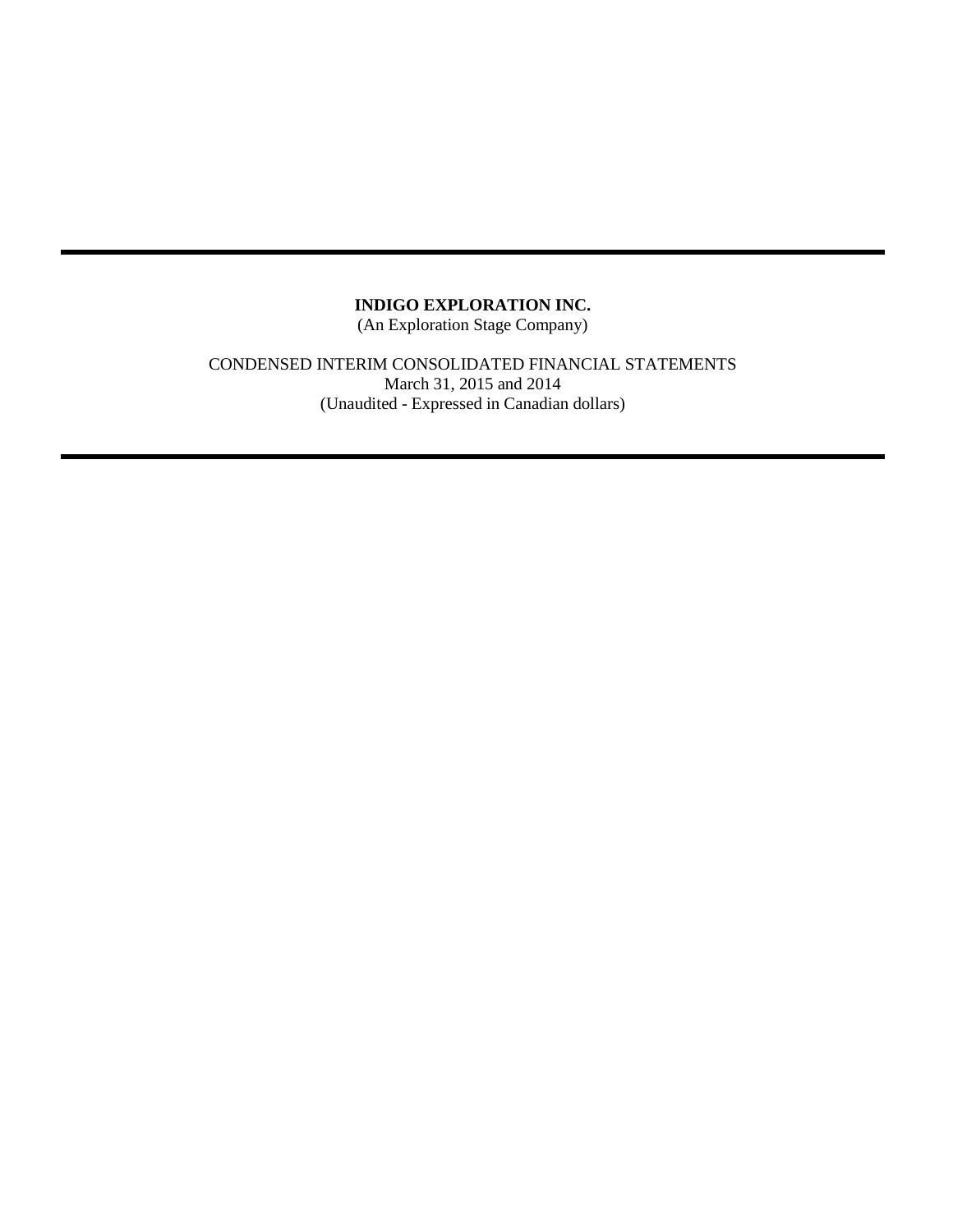# INDIGO EXPLORATION INC.

(An Exploration Stage Company)

CONDENSED INTERIM CONSOLIDATED FINANCIAL STATEMENTS
March 31, 2015 and 2014
(Unaudited - Expressed in Canadian dollars)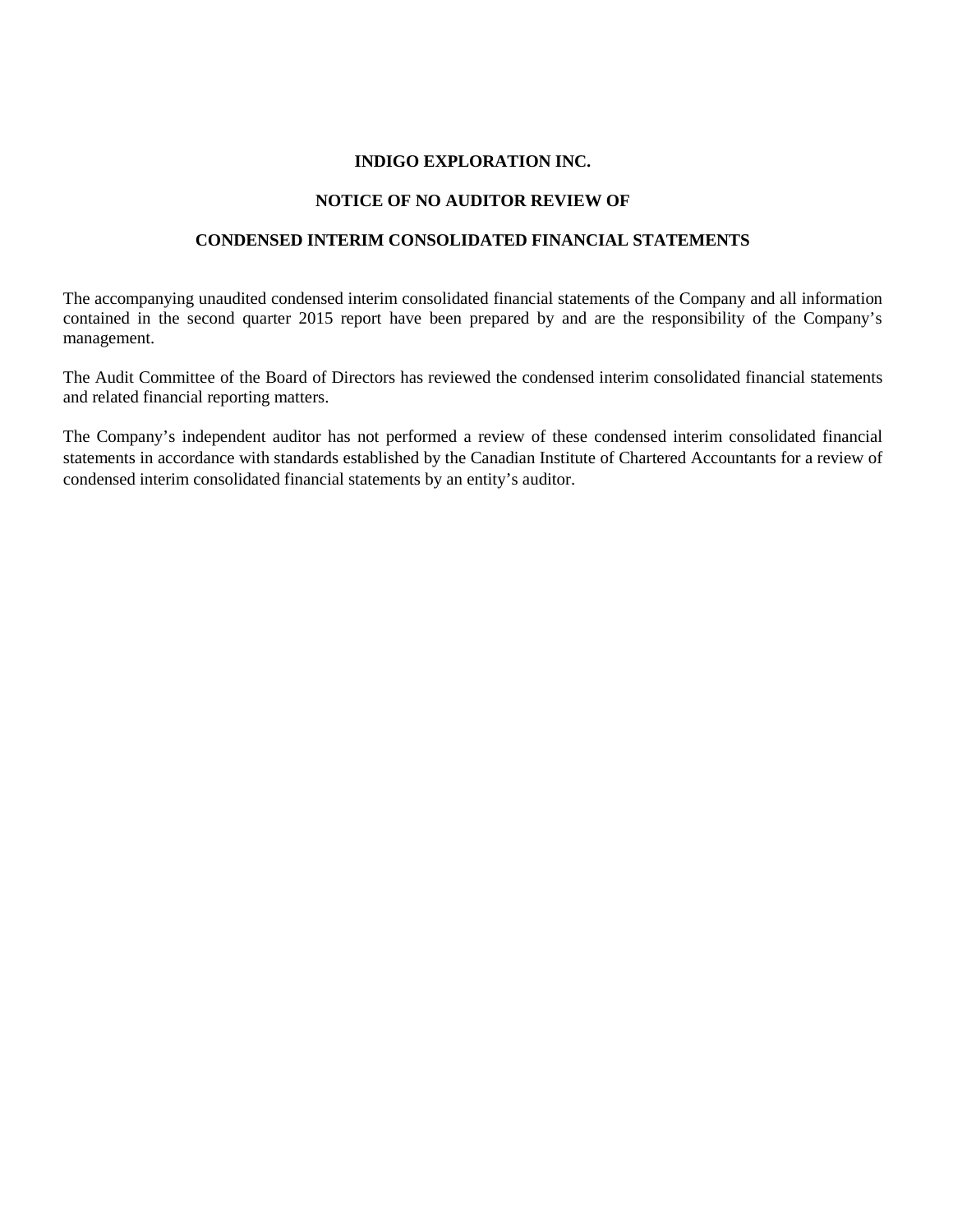**INDIGO EXPLORATION INC.**

**NOTICE OF NO AUDITOR REVIEW OF**

**CONDENSED INTERIM CONSOLIDATED FINANCIAL STATEMENTS**

The accompanying unaudited condensed interim consolidated financial statements of the Company and all information contained in the second quarter 2015 report have been prepared by and are the responsibility of the Company's management.

The Audit Committee of the Board of Directors has reviewed the condensed interim consolidated financial statements and related financial reporting matters.

The Company's independent auditor has not performed a review of these condensed interim consolidated financial statements in accordance with standards established by the Canadian Institute of Chartered Accountants for a review of condensed interim consolidated financial statements by an entity's auditor.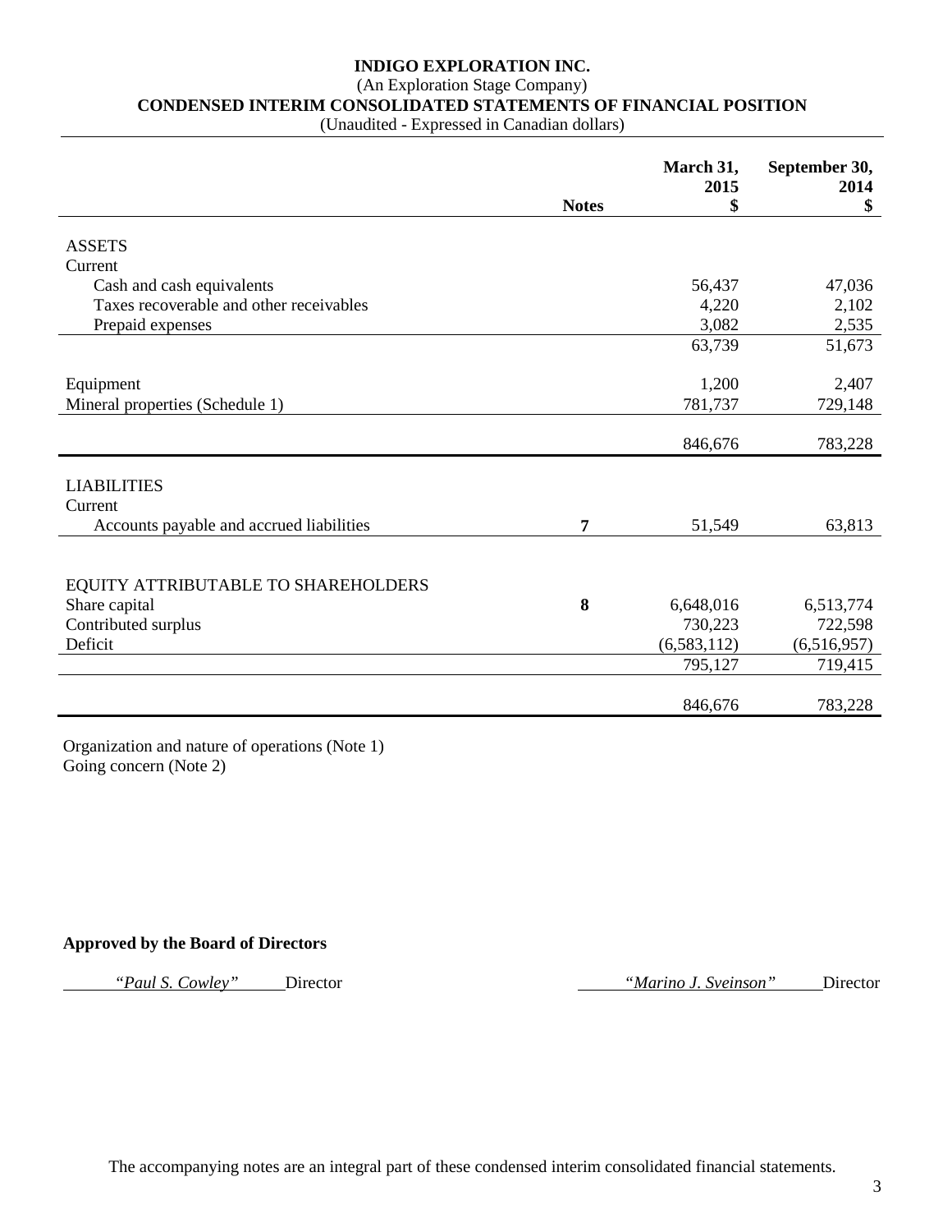**INDIGO EXPLORATION INC.**

(An Exploration Stage Company)

**CONDENSED INTERIM CONSOLIDATED STATEMENTS OF FINANCIAL POSITION**

(Unaudited - Expressed in Canadian dollars)

| | Notes | March 31, 2015 $ | September 30, 2014 $ |
|---|---|---|---|
| ASSETS | | | |
| Current | | | |
| Cash and cash equivalents | | 56,437 | 47,036 |
| Taxes recoverable and other receivables | | 4,220 | 2,102 |
| Prepaid expenses | | 3,082 | 2,535 |
| | | 63,739 | 51,673 |
| Equipment | | 1,200 | 2,407 |
| Mineral properties (Schedule 1) | | 781,737 | 729,148 |
| | | 846,676 | 783,228 |
| LIABILITIES | | | |
| Current | | | |
| Accounts payable and accrued liabilities | 7 | 51,549 | 63,813 |
| EQUITY ATTRIBUTABLE TO SHAREHOLDERS | | | |
| Share capital | 8 | 6,648,016 | 6,513,774 |
| Contributed surplus | | 730,223 | 722,598 |
| Deficit | | (6,583,112) | (6,516,957) |
| | | 795,127 | 719,415 |
| | | 846,676 | 783,228 |

Organization and nature of operations (Note 1)
Going concern (Note 2)

**Approved by the Board of Directors**

*"Paul S. Cowley"* Director *"Marino J. Sveinson"* Director

The accompanying notes are an integral part of these condensed interim consolidated financial statements.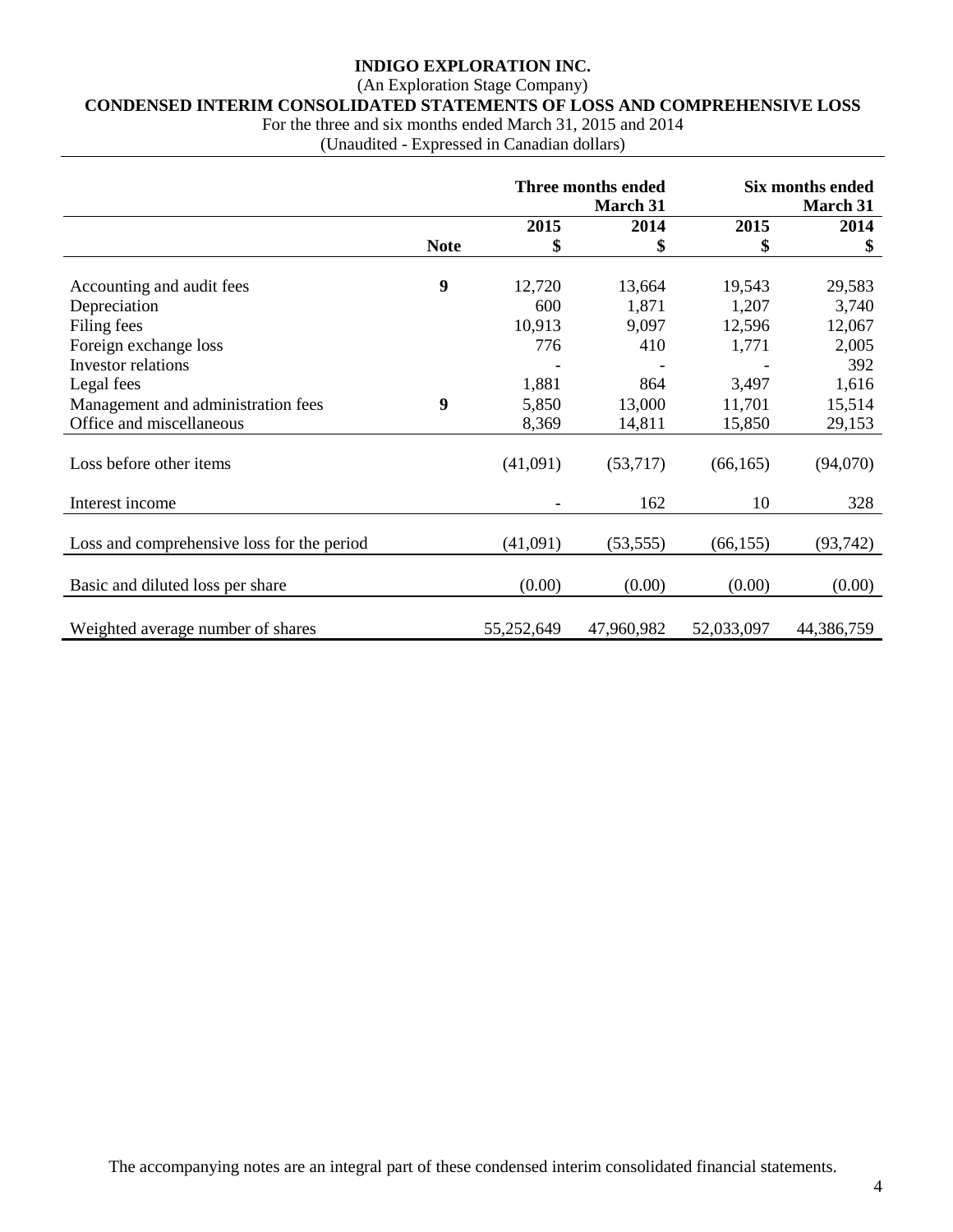# INDIGO EXPLORATION INC.

(An Exploration Stage Company)

**CONDENSED INTERIM CONSOLIDATED STATEMENTS OF LOSS AND COMPREHENSIVE LOSS**

For the three and six months ended March 31, 2015 and 2014

(Unaudited - Expressed in Canadian dollars)

| | | Three months ended March 31 | | Six months ended March 31 | |
|---|---|---|---|---|---|
| | | 2015 | 2014 | 2015 | 2014 |
| | **Note** | $ | $ | $ | $ |
| Accounting and audit fees | 9 | 12,720 | 13,664 | 19,543 | 29,583 |
| Depreciation | | 600 | 1,871 | 1,207 | 3,740 |
| Filing fees | | 10,913 | 9,097 | 12,596 | 12,067 |
| Foreign exchange loss | | 776 | 410 | 1,771 | 2,005 |
| Investor relations | | - | - | - | 392 |
| Legal fees | | 1,881 | 864 | 3,497 | 1,616 |
| Management and administration fees | 9 | 5,850 | 13,000 | 11,701 | 15,514 |
| Office and miscellaneous | | 8,369 | 14,811 | 15,850 | 29,153 |
| Loss before other items | | (41,091) | (53,717) | (66,165) | (94,070) |
| Interest income | | - | 162 | 10 | 328 |
| Loss and comprehensive loss for the period | | (41,091) | (53,555) | (66,155) | (93,742) |
| Basic and diluted loss per share | | (0.00) | (0.00) | (0.00) | (0.00) |
| Weighted average number of shares | | 55,252,649 | 47,960,982 | 52,033,097 | 44,386,759 |

The accompanying notes are an integral part of these condensed interim consolidated financial statements.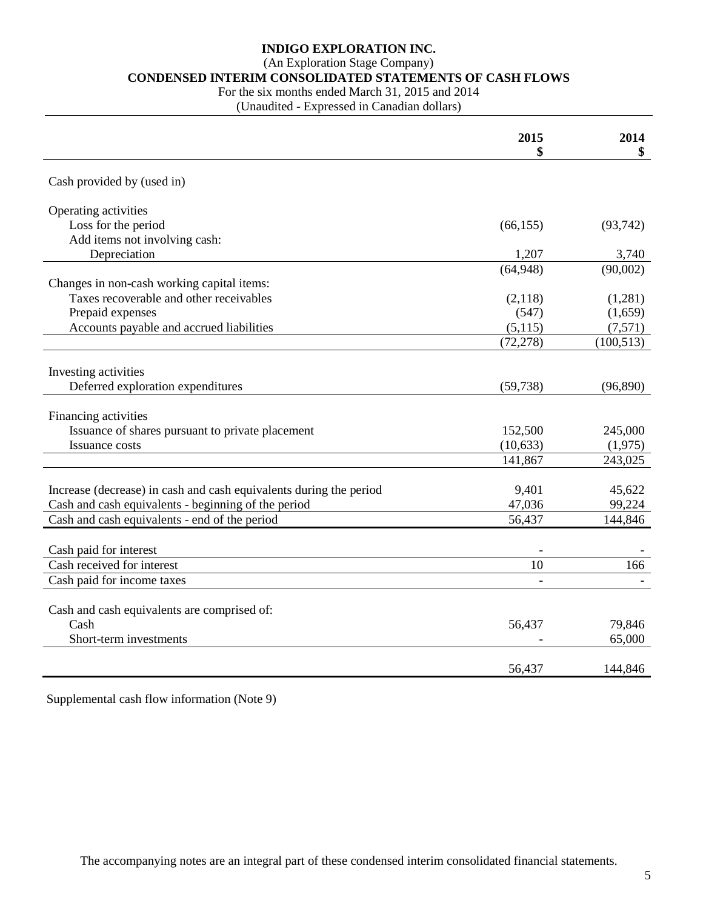# INDIGO EXPLORATION INC.

(An Exploration Stage Company)

## CONDENSED INTERIM CONSOLIDATED STATEMENTS OF CASH FLOWS

For the six months ended March 31, 2015 and 2014

(Unaudited - Expressed in Canadian dollars)

| | 2015 $ | 2014 $ |
|---|---|---|
| Cash provided by (used in) | | |
| Operating activities | | |
| Loss for the period | (66,155) | (93,742) |
| Add items not involving cash: | | |
| Depreciation | 1,207 | 3,740 |
| | (64,948) | (90,002) |
| Changes in non-cash working capital items: | | |
| Taxes recoverable and other receivables | (2,118) | (1,281) |
| Prepaid expenses | (547) | (1,659) |
| Accounts payable and accrued liabilities | (5,115) | (7,571) |
| | (72,278) | (100,513) |
| Investing activities | | |
| Deferred exploration expenditures | (59,738) | (96,890) |
| Financing activities | | |
| Issuance of shares pursuant to private placement | 152,500 | 245,000 |
| Issuance costs | (10,633) | (1,975) |
| | 141,867 | 243,025 |
| Increase (decrease) in cash and cash equivalents during the period | 9,401 | 45,622 |
| Cash and cash equivalents - beginning of the period | 47,036 | 99,224 |
| Cash and cash equivalents - end of the period | 56,437 | 144,846 |
| Cash paid for interest | - | - |
| Cash received for interest | 10 | 166 |
| Cash paid for income taxes | - | - |
| Cash and cash equivalents are comprised of: | | |
| Cash | 56,437 | 79,846 |
| Short-term investments | - | 65,000 |
| | 56,437 | 144,846 |

Supplemental cash flow information (Note 9)

The accompanying notes are an integral part of these condensed interim consolidated financial statements.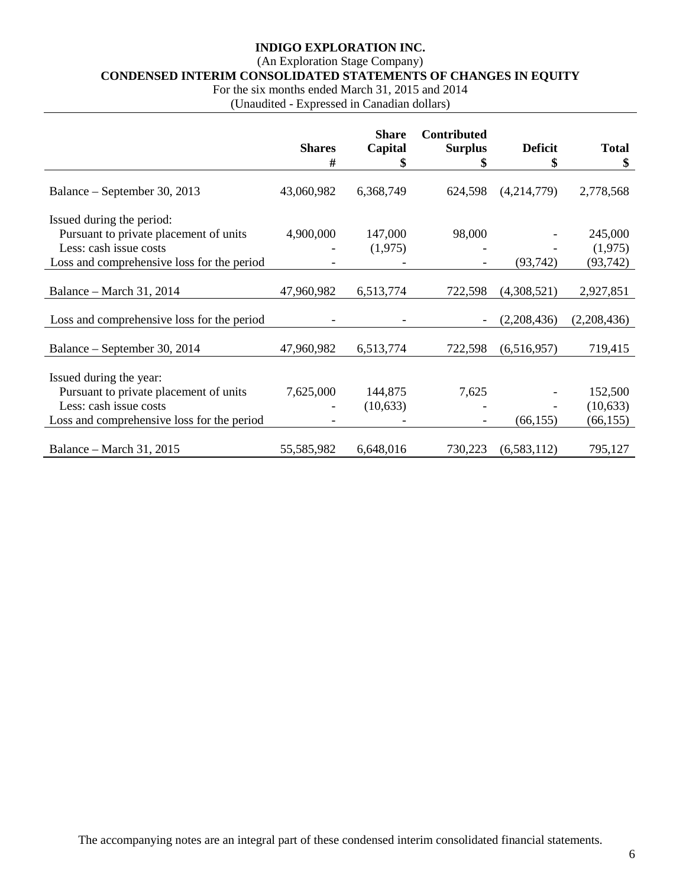**INDIGO EXPLORATION INC.**
(An Exploration Stage Company)
**CONDENSED INTERIM CONSOLIDATED STATEMENTS OF CHANGES IN EQUITY**
For the six months ended March 31, 2015 and 2014
(Unaudited - Expressed in Canadian dollars)

| | Shares # | Share Capital $ | Contributed Surplus $ | Deficit $ | Total $ |
|---|---|---|---|---|---|
| Balance – September 30, 2013 | 43,060,982 | 6,368,749 | 624,598 | (4,214,779) | 2,778,568 |
| Issued during the period: | | | | | |
| Pursuant to private placement of units | 4,900,000 | 147,000 | 98,000 | - | 245,000 |
| Less: cash issue costs | - | (1,975) | - | - | (1,975) |
| Loss and comprehensive loss for the period | - | - | - | (93,742) | (93,742) |
| Balance – March 31, 2014 | 47,960,982 | 6,513,774 | 722,598 | (4,308,521) | 2,927,851 |
| Loss and comprehensive loss for the period | - | - | - | (2,208,436) | (2,208,436) |
| Balance – September 30, 2014 | 47,960,982 | 6,513,774 | 722,598 | (6,516,957) | 719,415 |
| Issued during the year: | | | | | |
| Pursuant to private placement of units | 7,625,000 | 144,875 | 7,625 | - | 152,500 |
| Less: cash issue costs | - | (10,633) | - | - | (10,633) |
| Loss and comprehensive loss for the period | - | - | - | (66,155) | (66,155) |
| Balance – March 31, 2015 | 55,585,982 | 6,648,016 | 730,223 | (6,583,112) | 795,127 |

The accompanying notes are an integral part of these condensed interim consolidated financial statements.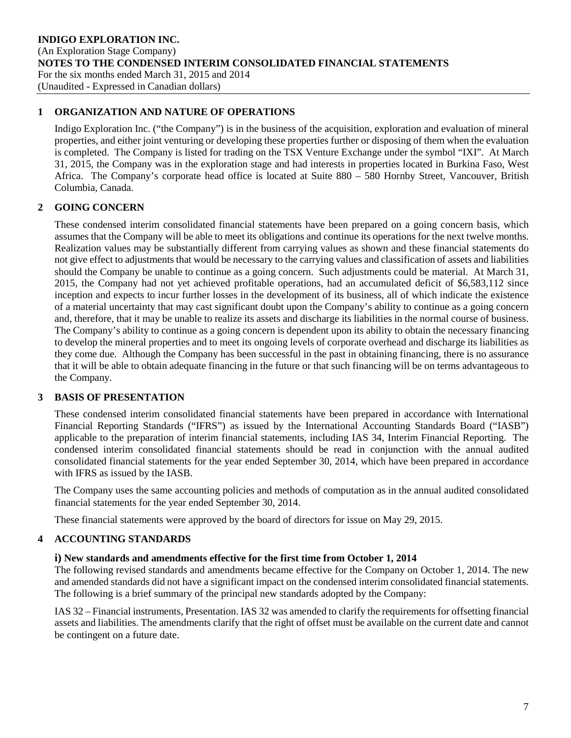## 1 ORGANIZATION AND NATURE OF OPERATIONS

Indigo Exploration Inc. ("the Company") is in the business of the acquisition, exploration and evaluation of mineral properties, and either joint venturing or developing these properties further or disposing of them when the evaluation is completed. The Company is listed for trading on the TSX Venture Exchange under the symbol "IXI". At March 31, 2015, the Company was in the exploration stage and had interests in properties located in Burkina Faso, West Africa. The Company's corporate head office is located at Suite 880 – 580 Hornby Street, Vancouver, British Columbia, Canada.

## 2 GOING CONCERN

These condensed interim consolidated financial statements have been prepared on a going concern basis, which assumes that the Company will be able to meet its obligations and continue its operations for the next twelve months. Realization values may be substantially different from carrying values as shown and these financial statements do not give effect to adjustments that would be necessary to the carrying values and classification of assets and liabilities should the Company be unable to continue as a going concern. Such adjustments could be material. At March 31, 2015, the Company had not yet achieved profitable operations, had an accumulated deficit of $6,583,112 since inception and expects to incur further losses in the development of its business, all of which indicate the existence of a material uncertainty that may cast significant doubt upon the Company's ability to continue as a going concern and, therefore, that it may be unable to realize its assets and discharge its liabilities in the normal course of business. The Company's ability to continue as a going concern is dependent upon its ability to obtain the necessary financing to develop the mineral properties and to meet its ongoing levels of corporate overhead and discharge its liabilities as they come due. Although the Company has been successful in the past in obtaining financing, there is no assurance that it will be able to obtain adequate financing in the future or that such financing will be on terms advantageous to the Company.

## 3 BASIS OF PRESENTATION

These condensed interim consolidated financial statements have been prepared in accordance with International Financial Reporting Standards ("IFRS") as issued by the International Accounting Standards Board ("IASB") applicable to the preparation of interim financial statements, including IAS 34, Interim Financial Reporting. The condensed interim consolidated financial statements should be read in conjunction with the annual audited consolidated financial statements for the year ended September 30, 2014, which have been prepared in accordance with IFRS as issued by the IASB.

The Company uses the same accounting policies and methods of computation as in the annual audited consolidated financial statements for the year ended September 30, 2014.

These financial statements were approved by the board of directors for issue on May 29, 2015.

## 4 ACCOUNTING STANDARDS

### i) New standards and amendments effective for the first time from October 1, 2014

The following revised standards and amendments became effective for the Company on October 1, 2014. The new and amended standards did not have a significant impact on the condensed interim consolidated financial statements. The following is a brief summary of the principal new standards adopted by the Company:

IAS 32 – Financial instruments, Presentation. IAS 32 was amended to clarify the requirements for offsetting financial assets and liabilities. The amendments clarify that the right of offset must be available on the current date and cannot be contingent on a future date.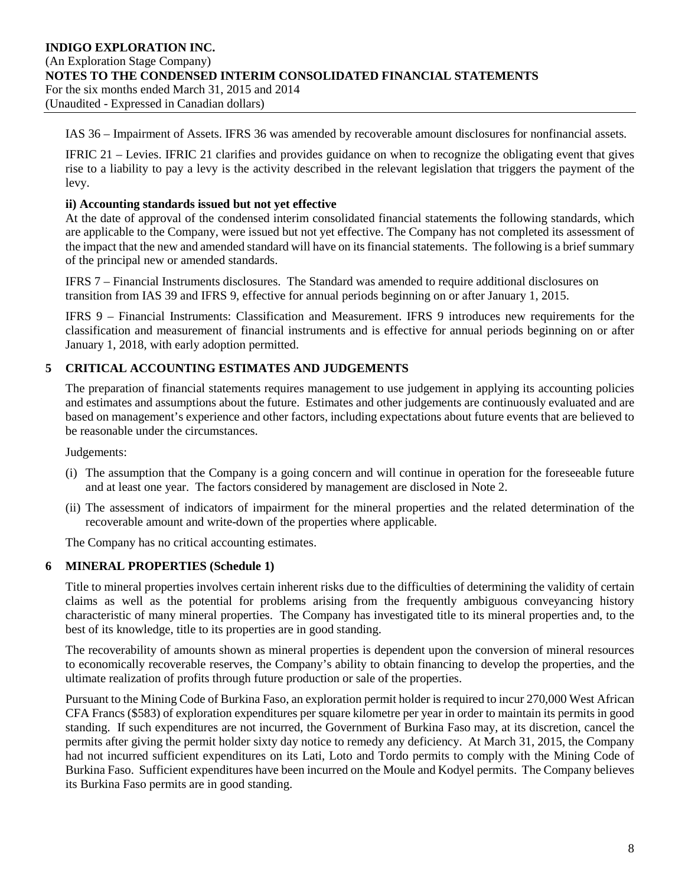IAS 36 – Impairment of Assets. IFRS 36 was amended by recoverable amount disclosures for nonfinancial assets.

IFRIC 21 – Levies. IFRIC 21 clarifies and provides guidance on when to recognize the obligating event that gives rise to a liability to pay a levy is the activity described in the relevant legislation that triggers the payment of the levy.

**ii) Accounting standards issued but not yet effective**

At the date of approval of the condensed interim consolidated financial statements the following standards, which are applicable to the Company, were issued but not yet effective. The Company has not completed its assessment of the impact that the new and amended standard will have on its financial statements. The following is a brief summary of the principal new or amended standards.

IFRS 7 – Financial Instruments disclosures. The Standard was amended to require additional disclosures on transition from IAS 39 and IFRS 9, effective for annual periods beginning on or after January 1, 2015.

IFRS 9 – Financial Instruments: Classification and Measurement. IFRS 9 introduces new requirements for the classification and measurement of financial instruments and is effective for annual periods beginning on or after January 1, 2018, with early adoption permitted.

## 5 CRITICAL ACCOUNTING ESTIMATES AND JUDGEMENTS

The preparation of financial statements requires management to use judgement in applying its accounting policies and estimates and assumptions about the future. Estimates and other judgements are continuously evaluated and are based on management's experience and other factors, including expectations about future events that are believed to be reasonable under the circumstances.

Judgements:

(i) The assumption that the Company is a going concern and will continue in operation for the foreseeable future and at least one year. The factors considered by management are disclosed in Note 2.

(ii) The assessment of indicators of impairment for the mineral properties and the related determination of the recoverable amount and write-down of the properties where applicable.

The Company has no critical accounting estimates.

## 6 MINERAL PROPERTIES (Schedule 1)

Title to mineral properties involves certain inherent risks due to the difficulties of determining the validity of certain claims as well as the potential for problems arising from the frequently ambiguous conveyancing history characteristic of many mineral properties. The Company has investigated title to its mineral properties and, to the best of its knowledge, title to its properties are in good standing.

The recoverability of amounts shown as mineral properties is dependent upon the conversion of mineral resources to economically recoverable reserves, the Company's ability to obtain financing to develop the properties, and the ultimate realization of profits through future production or sale of the properties.

Pursuant to the Mining Code of Burkina Faso, an exploration permit holder is required to incur 270,000 West African CFA Francs ($583) of exploration expenditures per square kilometre per year in order to maintain its permits in good standing. If such expenditures are not incurred, the Government of Burkina Faso may, at its discretion, cancel the permits after giving the permit holder sixty day notice to remedy any deficiency. At March 31, 2015, the Company had not incurred sufficient expenditures on its Lati, Loto and Tordo permits to comply with the Mining Code of Burkina Faso. Sufficient expenditures have been incurred on the Moule and Kodyel permits. The Company believes its Burkina Faso permits are in good standing.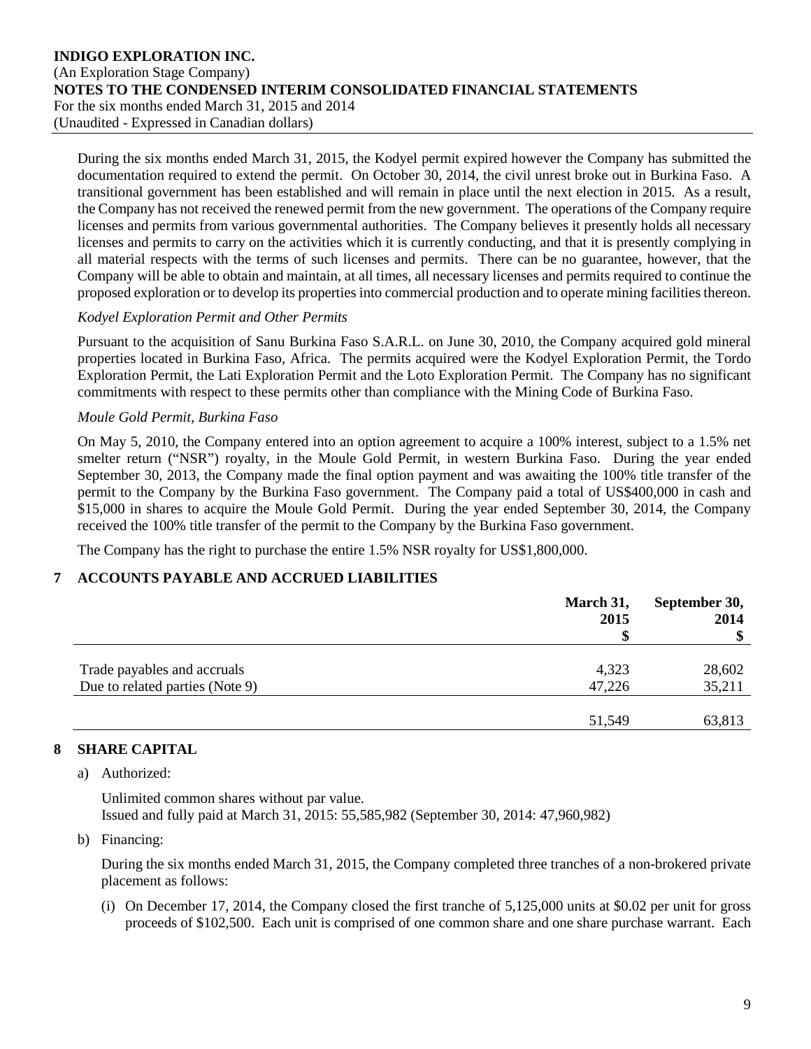During the six months ended March 31, 2015, the Kodyel permit expired however the Company has submitted the documentation required to extend the permit. On October 30, 2014, the civil unrest broke out in Burkina Faso. A transitional government has been established and will remain in place until the next election in 2015. As a result, the Company has not received the renewed permit from the new government. The operations of the Company require licenses and permits from various governmental authorities. The Company believes it presently holds all necessary licenses and permits to carry on the activities which it is currently conducting, and that it is presently complying in all material respects with the terms of such licenses and permits. There can be no guarantee, however, that the Company will be able to obtain and maintain, at all times, all necessary licenses and permits required to continue the proposed exploration or to develop its properties into commercial production and to operate mining facilities thereon.

*Kodyel Exploration Permit and Other Permits*

Pursuant to the acquisition of Sanu Burkina Faso S.A.R.L. on June 30, 2010, the Company acquired gold mineral properties located in Burkina Faso, Africa. The permits acquired were the Kodyel Exploration Permit, the Tordo Exploration Permit, the Lati Exploration Permit and the Loto Exploration Permit. The Company has no significant commitments with respect to these permits other than compliance with the Mining Code of Burkina Faso.

*Moule Gold Permit, Burkina Faso*

On May 5, 2010, the Company entered into an option agreement to acquire a 100% interest, subject to a 1.5% net smelter return ("NSR") royalty, in the Moule Gold Permit, in western Burkina Faso. During the year ended September 30, 2013, the Company made the final option payment and was awaiting the 100% title transfer of the permit to the Company by the Burkina Faso government. The Company paid a total of US$400,000 in cash and $15,000 in shares to acquire the Moule Gold Permit. During the year ended September 30, 2014, the Company received the 100% title transfer of the permit to the Company by the Burkina Faso government.

The Company has the right to purchase the entire 1.5% NSR royalty for US$1,800,000.

## 7 ACCOUNTS PAYABLE AND ACCRUED LIABILITIES

| | March 31, 2015 $ | September 30, 2014 $ |
|---|---|---|
| Trade payables and accruals | 4,323 | 28,602 |
| Due to related parties (Note 9) | 47,226 | 35,211 |
| | 51,549 | 63,813 |

## 8 SHARE CAPITAL

a) Authorized:

Unlimited common shares without par value.
Issued and fully paid at March 31, 2015: 55,585,982 (September 30, 2014: 47,960,982)

b) Financing:

During the six months ended March 31, 2015, the Company completed three tranches of a non-brokered private placement as follows:

(i) On December 17, 2014, the Company closed the first tranche of 5,125,000 units at $0.02 per unit for gross proceeds of $102,500. Each unit is comprised of one common share and one share purchase warrant. Each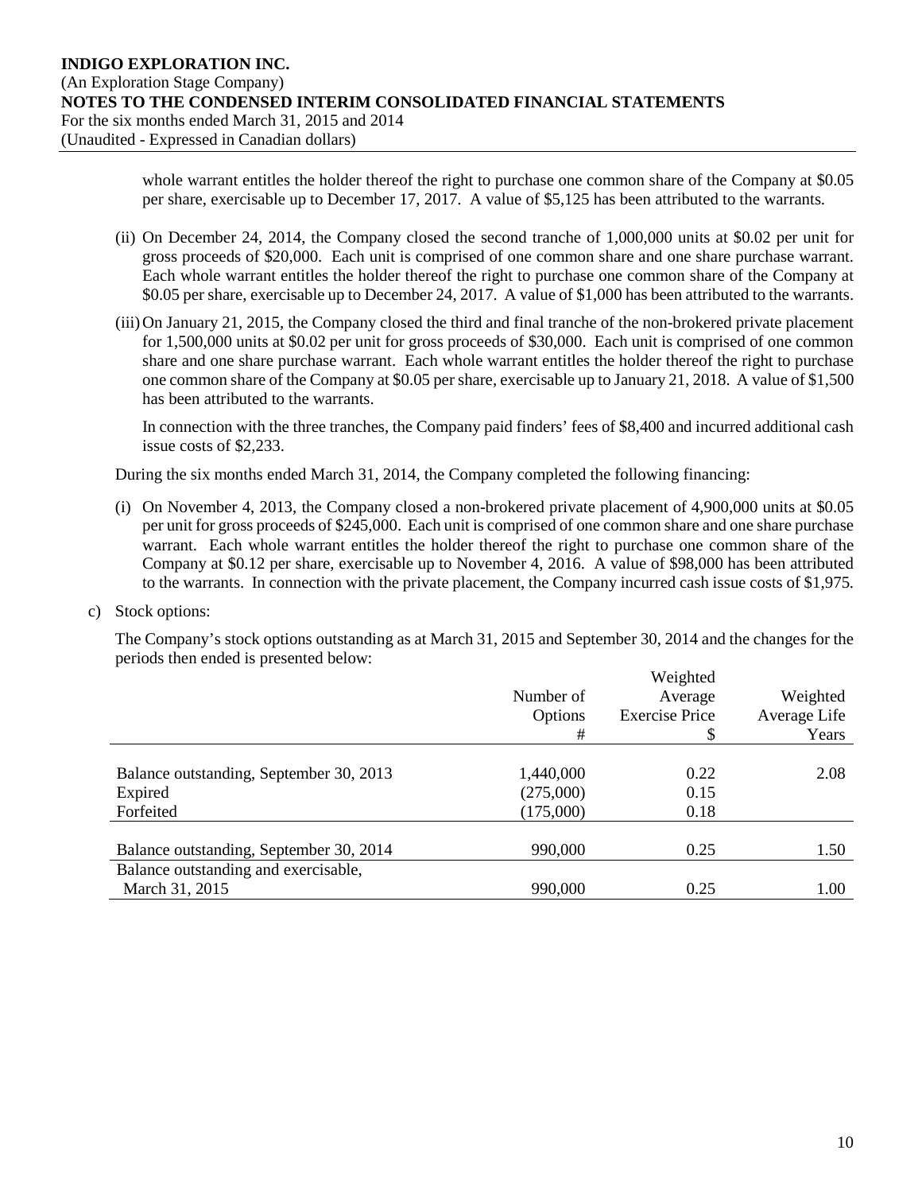whole warrant entitles the holder thereof the right to purchase one common share of the Company at $0.05 per share, exercisable up to December 17, 2017. A value of $5,125 has been attributed to the warrants.

(ii) On December 24, 2014, the Company closed the second tranche of 1,000,000 units at $0.02 per unit for gross proceeds of $20,000. Each unit is comprised of one common share and one share purchase warrant. Each whole warrant entitles the holder thereof the right to purchase one common share of the Company at $0.05 per share, exercisable up to December 24, 2017. A value of $1,000 has been attributed to the warrants.

(iii) On January 21, 2015, the Company closed the third and final tranche of the non-brokered private placement for 1,500,000 units at $0.02 per unit for gross proceeds of $30,000. Each unit is comprised of one common share and one share purchase warrant. Each whole warrant entitles the holder thereof the right to purchase one common share of the Company at $0.05 per share, exercisable up to January 21, 2018. A value of $1,500 has been attributed to the warrants.

In connection with the three tranches, the Company paid finders' fees of $8,400 and incurred additional cash issue costs of $2,233.

During the six months ended March 31, 2014, the Company completed the following financing:

(i) On November 4, 2013, the Company closed a non-brokered private placement of 4,900,000 units at $0.05 per unit for gross proceeds of $245,000. Each unit is comprised of one common share and one share purchase warrant. Each whole warrant entitles the holder thereof the right to purchase one common share of the Company at $0.12 per share, exercisable up to November 4, 2016. A value of $98,000 has been attributed to the warrants. In connection with the private placement, the Company incurred cash issue costs of $1,975.

c) Stock options:

The Company's stock options outstanding as at March 31, 2015 and September 30, 2014 and the changes for the periods then ended is presented below:

| | Number of Options # | Weighted Average Exercise Price $ | Weighted Average Life Years |
|---|---|---|---|
| Balance outstanding, September 30, 2013 | 1,440,000 | 0.22 | 2.08 |
| Expired | (275,000) | 0.15 | |
| Forfeited | (175,000) | 0.18 | |
| Balance outstanding, September 30, 2014 | 990,000 | 0.25 | 1.50 |
| Balance outstanding and exercisable, March 31, 2015 | 990,000 | 0.25 | 1.00 |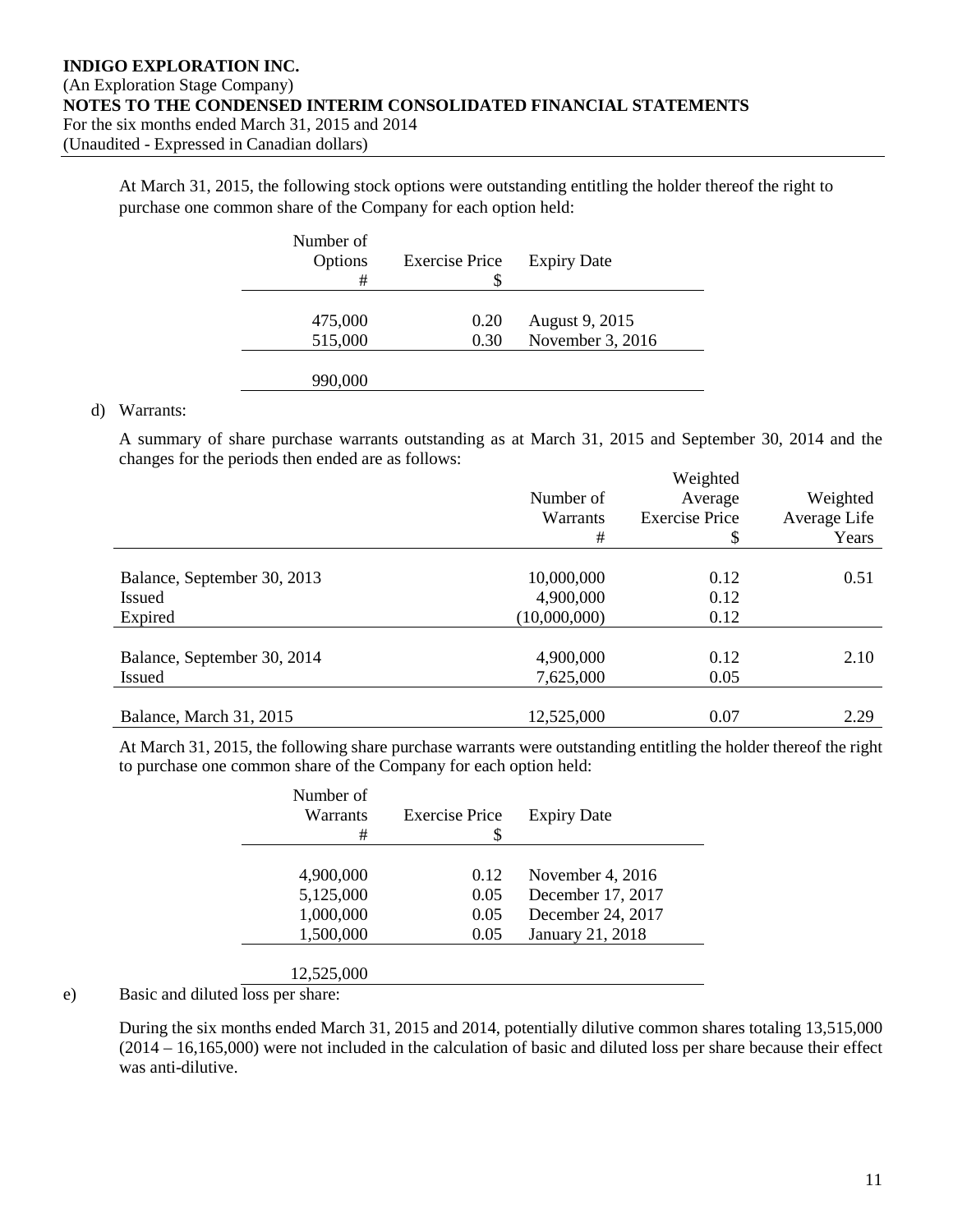At March 31, 2015, the following stock options were outstanding entitling the holder thereof the right to purchase one common share of the Company for each option held:

| Number of Options # | Exercise Price $ | Expiry Date |
|---|---|---|
| 475,000 | 0.20 | August 9, 2015 |
| 515,000 | 0.30 | November 3, 2016 |
| 990,000 | | |

d) Warrants:

A summary of share purchase warrants outstanding as at March 31, 2015 and September 30, 2014 and the changes for the periods then ended are as follows:

| | Number of Warrants # | Weighted Average Exercise Price $ | Weighted Average Life Years |
|---|---|---|---|
| Balance, September 30, 2013 | 10,000,000 | 0.12 | 0.51 |
| Issued | 4,900,000 | 0.12 | |
| Expired | (10,000,000) | 0.12 | |
| Balance, September 30, 2014 | 4,900,000 | 0.12 | 2.10 |
| Issued | 7,625,000 | 0.05 | |
| Balance, March 31, 2015 | 12,525,000 | 0.07 | 2.29 |

At March 31, 2015, the following share purchase warrants were outstanding entitling the holder thereof the right to purchase one common share of the Company for each option held:

| Number of Warrants # | Exercise Price $ | Expiry Date |
|---|---|---|
| 4,900,000 | 0.12 | November 4, 2016 |
| 5,125,000 | 0.05 | December 17, 2017 |
| 1,000,000 | 0.05 | December 24, 2017 |
| 1,500,000 | 0.05 | January 21, 2018 |
| 12,525,000 | | |

e) Basic and diluted loss per share:

During the six months ended March 31, 2015 and 2014, potentially dilutive common shares totaling 13,515,000 (2014 – 16,165,000) were not included in the calculation of basic and diluted loss per share because their effect was anti-dilutive.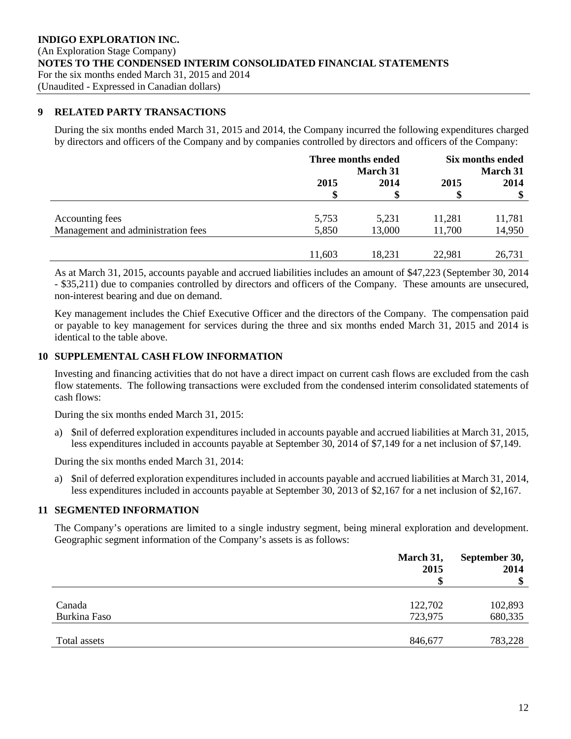## 9 RELATED PARTY TRANSACTIONS

During the six months ended March 31, 2015 and 2014, the Company incurred the following expenditures charged by directors and officers of the Company and by companies controlled by directors and officers of the Company:

| | Three months ended March 31 | | Six months ended March 31 | |
|---|---|---|---|---|
| | 2015 | 2014 | 2015 | 2014 |
| | $ | $ | $ | $ |
| Accounting fees | 5,753 | 5,231 | 11,281 | 11,781 |
| Management and administration fees | 5,850 | 13,000 | 11,700 | 14,950 |
| | 11,603 | 18,231 | 22,981 | 26,731 |

As at March 31, 2015, accounts payable and accrued liabilities includes an amount of $47,223 (September 30, 2014 - $35,211) due to companies controlled by directors and officers of the Company. These amounts are unsecured, non-interest bearing and due on demand.

Key management includes the Chief Executive Officer and the directors of the Company. The compensation paid or payable to key management for services during the three and six months ended March 31, 2015 and 2014 is identical to the table above.

## 10 SUPPLEMENTAL CASH FLOW INFORMATION

Investing and financing activities that do not have a direct impact on current cash flows are excluded from the cash flow statements. The following transactions were excluded from the condensed interim consolidated statements of cash flows:

During the six months ended March 31, 2015:

a) $nil of deferred exploration expenditures included in accounts payable and accrued liabilities at March 31, 2015, less expenditures included in accounts payable at September 30, 2014 of $7,149 for a net inclusion of $7,149.

During the six months ended March 31, 2014:

a) $nil of deferred exploration expenditures included in accounts payable and accrued liabilities at March 31, 2014, less expenditures included in accounts payable at September 30, 2013 of $2,167 for a net inclusion of $2,167.

## 11 SEGMENTED INFORMATION

The Company's operations are limited to a single industry segment, being mineral exploration and development. Geographic segment information of the Company's assets is as follows:

| | March 31, 2015 | September 30, 2014 |
|---|---|---|
| | $ | $ |
| Canada | 122,702 | 102,893 |
| Burkina Faso | 723,975 | 680,335 |
| Total assets | 846,677 | 783,228 |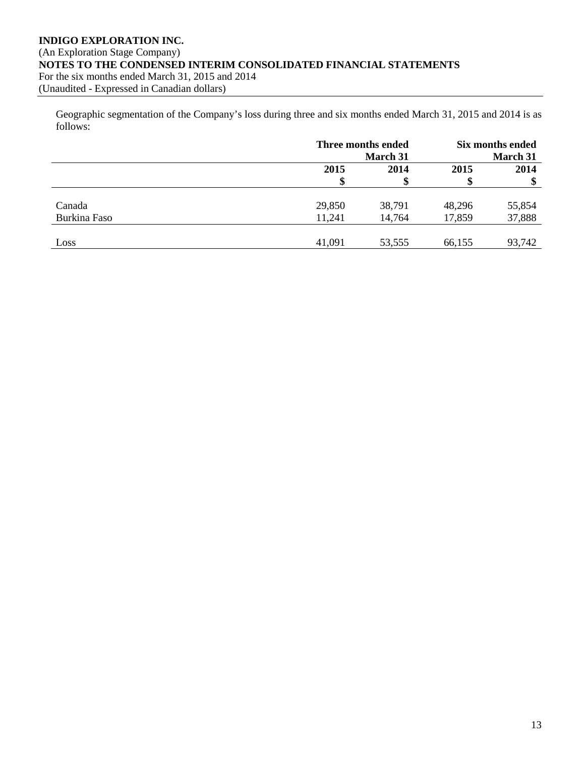**INDIGO EXPLORATION INC.**
(An Exploration Stage Company)
**NOTES TO THE CONDENSED INTERIM CONSOLIDATED FINANCIAL STATEMENTS**
For the six months ended March 31, 2015 and 2014
(Unaudited - Expressed in Canadian dollars)

Geographic segmentation of the Company's loss during three and six months ended March 31, 2015 and 2014 is as follows:

| | Three months ended March 31 | | Six months ended March 31 | |
|---|---|---|---|---|
| | **2015** | **2014** | **2015** | **2014** |
| | **\$** | **\$** | **\$** | **\$** |
| Canada | 29,850 | 38,791 | 48,296 | 55,854 |
| Burkina Faso | 11,241 | 14,764 | 17,859 | 37,888 |
| Loss | 41,091 | 53,555 | 66,155 | 93,742 |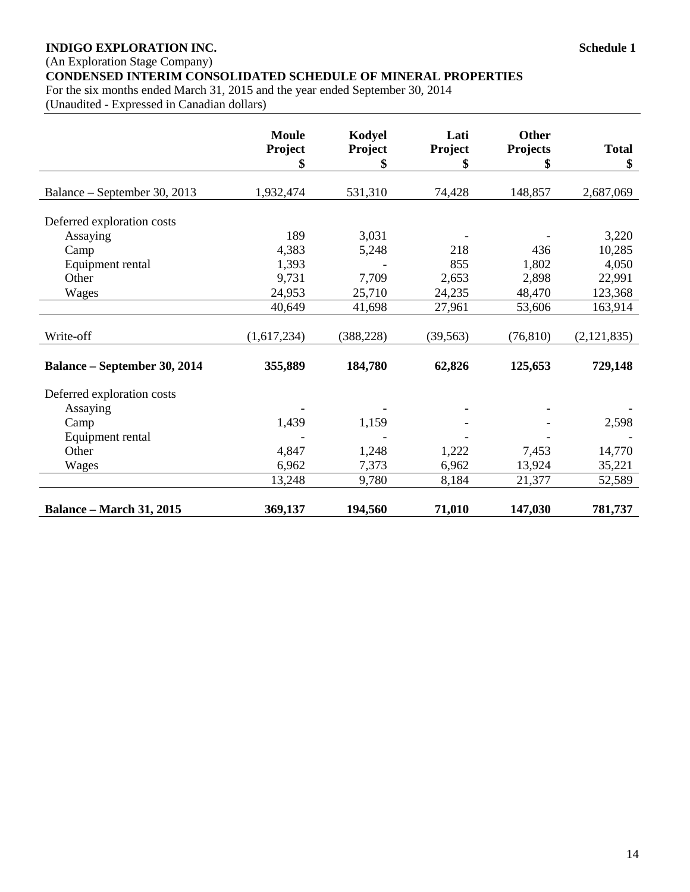**INDIGO EXPLORATION INC.** **Schedule 1**

(An Exploration Stage Company)

**CONDENSED INTERIM CONSOLIDATED SCHEDULE OF MINERAL PROPERTIES**

For the six months ended March 31, 2015 and the year ended September 30, 2014

(Unaudited - Expressed in Canadian dollars)

| | Moule Project $ | Kodyel Project $ | Lati Project $ | Other Projects $ | Total $ |
|---|---|---|---|---|---|
| Balance – September 30, 2013 | 1,932,474 | 531,310 | 74,428 | 148,857 | 2,687,069 |
| Deferred exploration costs | | | | | |
| Assaying | 189 | 3,031 | - | - | 3,220 |
| Camp | 4,383 | 5,248 | 218 | 436 | 10,285 |
| Equipment rental | 1,393 | - | 855 | 1,802 | 4,050 |
| Other | 9,731 | 7,709 | 2,653 | 2,898 | 22,991 |
| Wages | 24,953 | 25,710 | 24,235 | 48,470 | 123,368 |
| | 40,649 | 41,698 | 27,961 | 53,606 | 163,914 |
| Write-off | (1,617,234) | (388,228) | (39,563) | (76,810) | (2,121,835) |
| **Balance – September 30, 2014** | **355,889** | **184,780** | **62,826** | **125,653** | **729,148** |
| Deferred exploration costs | | | | | |
| Assaying | - | - | - | - | - |
| Camp | 1,439 | 1,159 | - | - | 2,598 |
| Equipment rental | - | - | - | - | - |
| Other | 4,847 | 1,248 | 1,222 | 7,453 | 14,770 |
| Wages | 6,962 | 7,373 | 6,962 | 13,924 | 35,221 |
| | 13,248 | 9,780 | 8,184 | 21,377 | 52,589 |
| **Balance – March 31, 2015** | **369,137** | **194,560** | **71,010** | **147,030** | **781,737** |